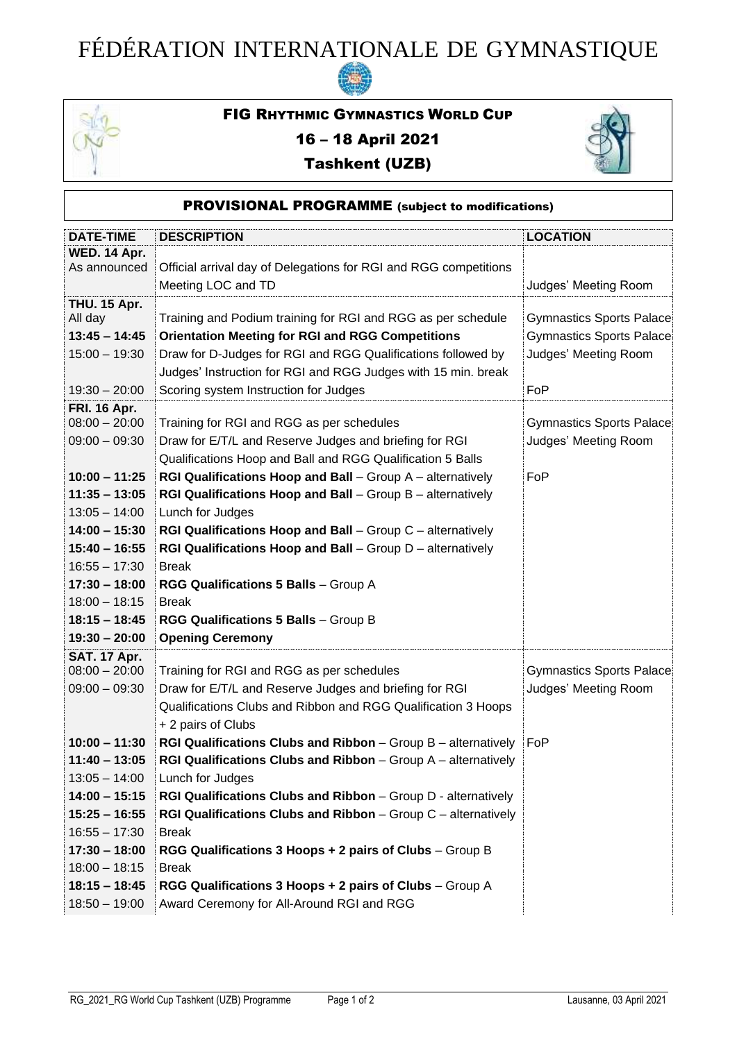# FÉDÉRATION INTERNATIONALE DE GYMNASTIQUE

## FIG RHYTHMIC GYMNASTICS WORLD CUP

## 16 – 18 April 2021

## Tashkent (UZB)

### PROVISIONAL PROGRAMME (subject to modifications)

| DATE-TIME | DESCRIPTION | LOCATION |
|---|---|---|
| **WED. 14 Apr.** | | |
| As announced | Official arrival day of Delegations for RGI and RGG competitions | |
| | Meeting LOC and TD | Judges' Meeting Room |
| **THU. 15 Apr.** | | |
| All day | Training and Podium training for RGI and RGG as per schedule | Gymnastics Sports Palace |
| **13:45 – 14:45** | **Orientation Meeting for RGI and RGG Competitions** | Gymnastics Sports Palace |
| 15:00 – 19:30 | Draw for D-Judges for RGI and RGG Qualifications followed by Judges' Instruction for RGI and RGG Judges with 15 min. break | Judges' Meeting Room |
| 19:30 – 20:00 | Scoring system Instruction for Judges | FoP |
| **FRI. 16 Apr.** | | |
| 08:00 – 20:00 | Training for RGI and RGG as per schedules | Gymnastics Sports Palace |
| 09:00 – 09:30 | Draw for E/T/L and Reserve Judges and briefing for RGI Qualifications Hoop and Ball and RGG Qualification 5 Balls | Judges' Meeting Room |
| **10:00 – 11:25** | **RGI Qualifications Hoop and Ball** – Group A – alternatively | FoP |
| **11:35 – 13:05** | **RGI Qualifications Hoop and Ball** – Group B – alternatively | |
| 13:05 – 14:00 | Lunch for Judges | |
| **14:00 – 15:30** | **RGI Qualifications Hoop and Ball** – Group C – alternatively | |
| **15:40 – 16:55** | **RGI Qualifications Hoop and Ball** – Group D – alternatively | |
| 16:55 – 17:30 | Break | |
| **17:30 – 18:00** | **RGG Qualifications 5 Balls** – Group A | |
| 18:00 – 18:15 | Break | |
| **18:15 – 18:45** | **RGG Qualifications 5 Balls** – Group B | |
| **19:30 – 20:00** | **Opening Ceremony** | |
| **SAT. 17 Apr.** | | |
| 08:00 – 20:00 | Training for RGI and RGG as per schedules | Gymnastics Sports Palace |
| 09:00 – 09:30 | Draw for E/T/L and Reserve Judges and briefing for RGI Qualifications Clubs and Ribbon and RGG Qualification 3 Hoops + 2 pairs of Clubs | Judges' Meeting Room |
| **10:00 – 11:30** | **RGI Qualifications Clubs and Ribbon** – Group B – alternatively | FoP |
| **11:40 – 13:05** | **RGI Qualifications Clubs and Ribbon** – Group A – alternatively | |
| 13:05 – 14:00 | Lunch for Judges | |
| **14:00 – 15:15** | **RGI Qualifications Clubs and Ribbon** – Group D - alternatively | |
| **15:25 – 16:55** | **RGI Qualifications Clubs and Ribbon** – Group C – alternatively | |
| 16:55 – 17:30 | Break | |
| **17:30 – 18:00** | **RGG Qualifications 3 Hoops + 2 pairs of Clubs** – Group B | |
| 18:00 – 18:15 | Break | |
| **18:15 – 18:45** | **RGG Qualifications 3 Hoops + 2 pairs of Clubs** – Group A | |
| 18:50 – 19:00 | Award Ceremony for All-Around RGI and RGG | |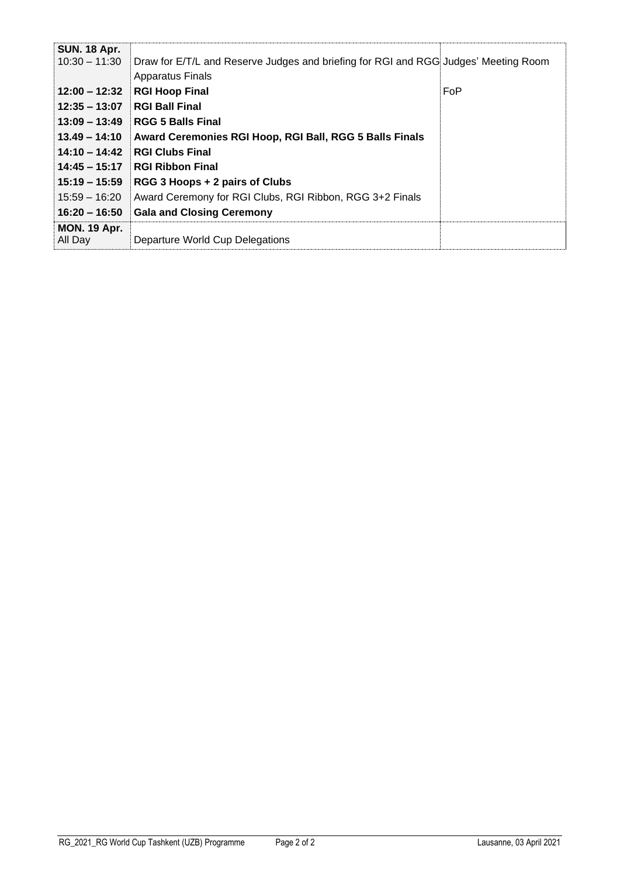| | | |
|---|---|---|
| **SUN. 18 Apr.** | | |
| 10:30 – 11:30 | Draw for E/T/L and Reserve Judges and briefing for RGI and RGG | Judges' Meeting Room |
| | Apparatus Finals | |
| **12:00 – 12:32** | **RGI Hoop Final** | FoP |
| **12:35 – 13:07** | **RGI Ball Final** | |
| **13:09 – 13:49** | **RGG 5 Balls Final** | |
| **13.49 – 14:10** | **Award Ceremonies RGI Hoop, RGI Ball, RGG 5 Balls Finals** | |
| **14:10 – 14:42** | **RGI Clubs Final** | |
| **14:45 – 15:17** | **RGI Ribbon Final** | |
| **15:19 – 15:59** | **RGG 3 Hoops + 2 pairs of Clubs** | |
| 15:59 – 16:20 | Award Ceremony for RGI Clubs, RGI Ribbon, RGG 3+2 Finals | |
| **16:20 – 16:50** | **Gala and Closing Ceremony** | |
| **MON. 19 Apr.** | | |
| All Day | Departure World Cup Delegations | |